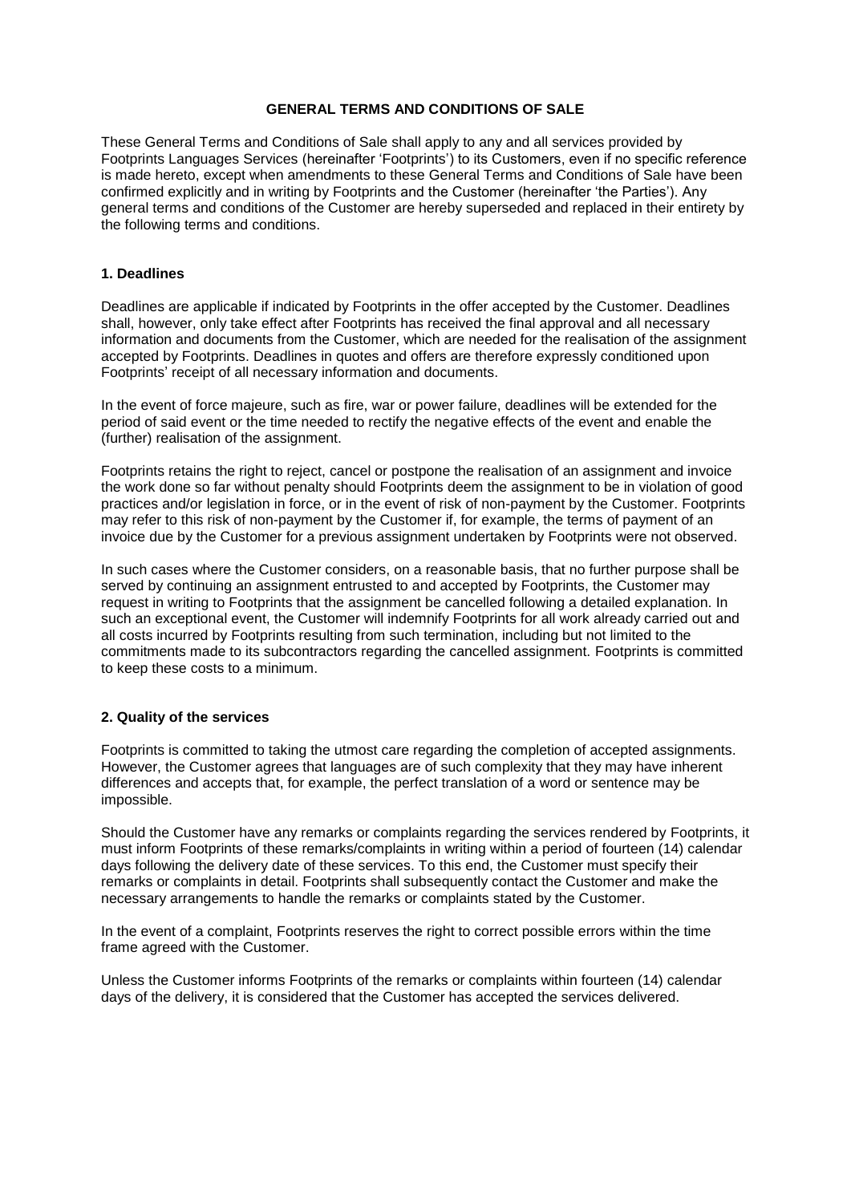# GENERAL TERMS AND CONDITIONS OF SALE

These General Terms and Conditions of Sale shall apply to any and all services provided by Footprints Languages Services (hereinafter 'Footprints') to its Customers, even if no specific reference is made hereto, except when amendments to these General Terms and Conditions of Sale have been confirmed explicitly and in writing by Footprints and the Customer (hereinafter 'the Parties'). Any general terms and conditions of the Customer are hereby superseded and replaced in their entirety by the following terms and conditions.

## 1. Deadlines

Deadlines are applicable if indicated by Footprints in the offer accepted by the Customer. Deadlines shall, however, only take effect after Footprints has received the final approval and all necessary information and documents from the Customer, which are needed for the realisation of the assignment accepted by Footprints. Deadlines in quotes and offers are therefore expressly conditioned upon Footprints' receipt of all necessary information and documents.

In the event of force majeure, such as fire, war or power failure, deadlines will be extended for the period of said event or the time needed to rectify the negative effects of the event and enable the (further) realisation of the assignment.

Footprints retains the right to reject, cancel or postpone the realisation of an assignment and invoice the work done so far without penalty should Footprints deem the assignment to be in violation of good practices and/or legislation in force, or in the event of risk of non-payment by the Customer. Footprints may refer to this risk of non-payment by the Customer if, for example, the terms of payment of an invoice due by the Customer for a previous assignment undertaken by Footprints were not observed.

In such cases where the Customer considers, on a reasonable basis, that no further purpose shall be served by continuing an assignment entrusted to and accepted by Footprints, the Customer may request in writing to Footprints that the assignment be cancelled following a detailed explanation. In such an exceptional event, the Customer will indemnify Footprints for all work already carried out and all costs incurred by Footprints resulting from such termination, including but not limited to the commitments made to its subcontractors regarding the cancelled assignment. Footprints is committed to keep these costs to a minimum.

## 2. Quality of the services

Footprints is committed to taking the utmost care regarding the completion of accepted assignments. However, the Customer agrees that languages are of such complexity that they may have inherent differences and accepts that, for example, the perfect translation of a word or sentence may be impossible.

Should the Customer have any remarks or complaints regarding the services rendered by Footprints, it must inform Footprints of these remarks/complaints in writing within a period of fourteen (14) calendar days following the delivery date of these services. To this end, the Customer must specify their remarks or complaints in detail. Footprints shall subsequently contact the Customer and make the necessary arrangements to handle the remarks or complaints stated by the Customer.

In the event of a complaint, Footprints reserves the right to correct possible errors within the time frame agreed with the Customer.

Unless the Customer informs Footprints of the remarks or complaints within fourteen (14) calendar days of the delivery, it is considered that the Customer has accepted the services delivered.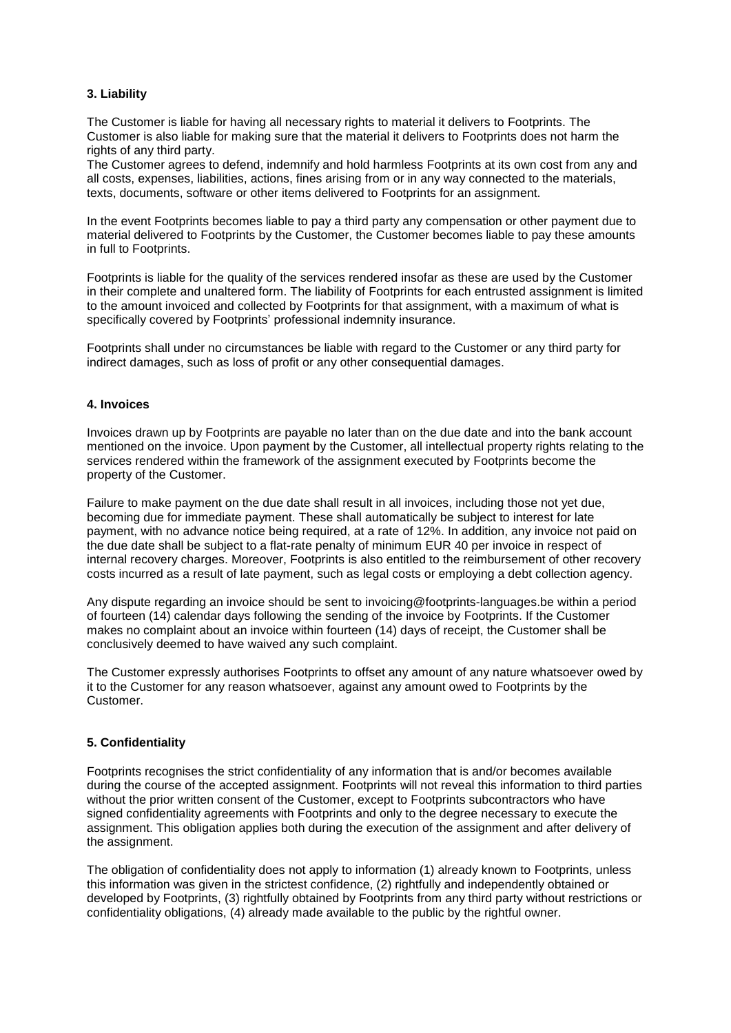### 3. Liability

The Customer is liable for having all necessary rights to material it delivers to Footprints. The Customer is also liable for making sure that the material it delivers to Footprints does not harm the rights of any third party.
The Customer agrees to defend, indemnify and hold harmless Footprints at its own cost from any and all costs, expenses, liabilities, actions, fines arising from or in any way connected to the materials, texts, documents, software or other items delivered to Footprints for an assignment.

In the event Footprints becomes liable to pay a third party any compensation or other payment due to material delivered to Footprints by the Customer, the Customer becomes liable to pay these amounts in full to Footprints.

Footprints is liable for the quality of the services rendered insofar as these are used by the Customer in their complete and unaltered form. The liability of Footprints for each entrusted assignment is limited to the amount invoiced and collected by Footprints for that assignment, with a maximum of what is specifically covered by Footprints' professional indemnity insurance.

Footprints shall under no circumstances be liable with regard to the Customer or any third party for indirect damages, such as loss of profit or any other consequential damages.

### 4. Invoices

Invoices drawn up by Footprints are payable no later than on the due date and into the bank account mentioned on the invoice. Upon payment by the Customer, all intellectual property rights relating to the services rendered within the framework of the assignment executed by Footprints become the property of the Customer.

Failure to make payment on the due date shall result in all invoices, including those not yet due, becoming due for immediate payment. These shall automatically be subject to interest for late payment, with no advance notice being required, at a rate of 12%. In addition, any invoice not paid on the due date shall be subject to a flat-rate penalty of minimum EUR 40 per invoice in respect of internal recovery charges. Moreover, Footprints is also entitled to the reimbursement of other recovery costs incurred as a result of late payment, such as legal costs or employing a debt collection agency.

Any dispute regarding an invoice should be sent to invoicing@footprints-languages.be within a period of fourteen (14) calendar days following the sending of the invoice by Footprints. If the Customer makes no complaint about an invoice within fourteen (14) days of receipt, the Customer shall be conclusively deemed to have waived any such complaint.

The Customer expressly authorises Footprints to offset any amount of any nature whatsoever owed by it to the Customer for any reason whatsoever, against any amount owed to Footprints by the Customer.

### 5. Confidentiality

Footprints recognises the strict confidentiality of any information that is and/or becomes available during the course of the accepted assignment. Footprints will not reveal this information to third parties without the prior written consent of the Customer, except to Footprints subcontractors who have signed confidentiality agreements with Footprints and only to the degree necessary to execute the assignment. This obligation applies both during the execution of the assignment and after delivery of the assignment.

The obligation of confidentiality does not apply to information (1) already known to Footprints, unless this information was given in the strictest confidence, (2) rightfully and independently obtained or developed by Footprints, (3) rightfully obtained by Footprints from any third party without restrictions or confidentiality obligations, (4) already made available to the public by the rightful owner.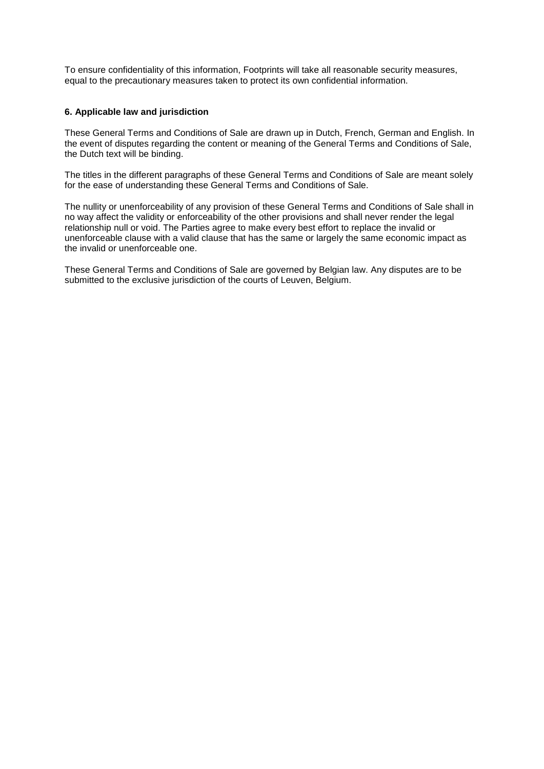To ensure confidentiality of this information, Footprints will take all reasonable security measures, equal to the precautionary measures taken to protect its own confidential information.

**6. Applicable law and jurisdiction**

These General Terms and Conditions of Sale are drawn up in Dutch, French, German and English. In the event of disputes regarding the content or meaning of the General Terms and Conditions of Sale, the Dutch text will be binding.

The titles in the different paragraphs of these General Terms and Conditions of Sale are meant solely for the ease of understanding these General Terms and Conditions of Sale.

The nullity or unenforceability of any provision of these General Terms and Conditions of Sale shall in no way affect the validity or enforceability of the other provisions and shall never render the legal relationship null or void. The Parties agree to make every best effort to replace the invalid or unenforceable clause with a valid clause that has the same or largely the same economic impact as the invalid or unenforceable one.

These General Terms and Conditions of Sale are governed by Belgian law. Any disputes are to be submitted to the exclusive jurisdiction of the courts of Leuven, Belgium.